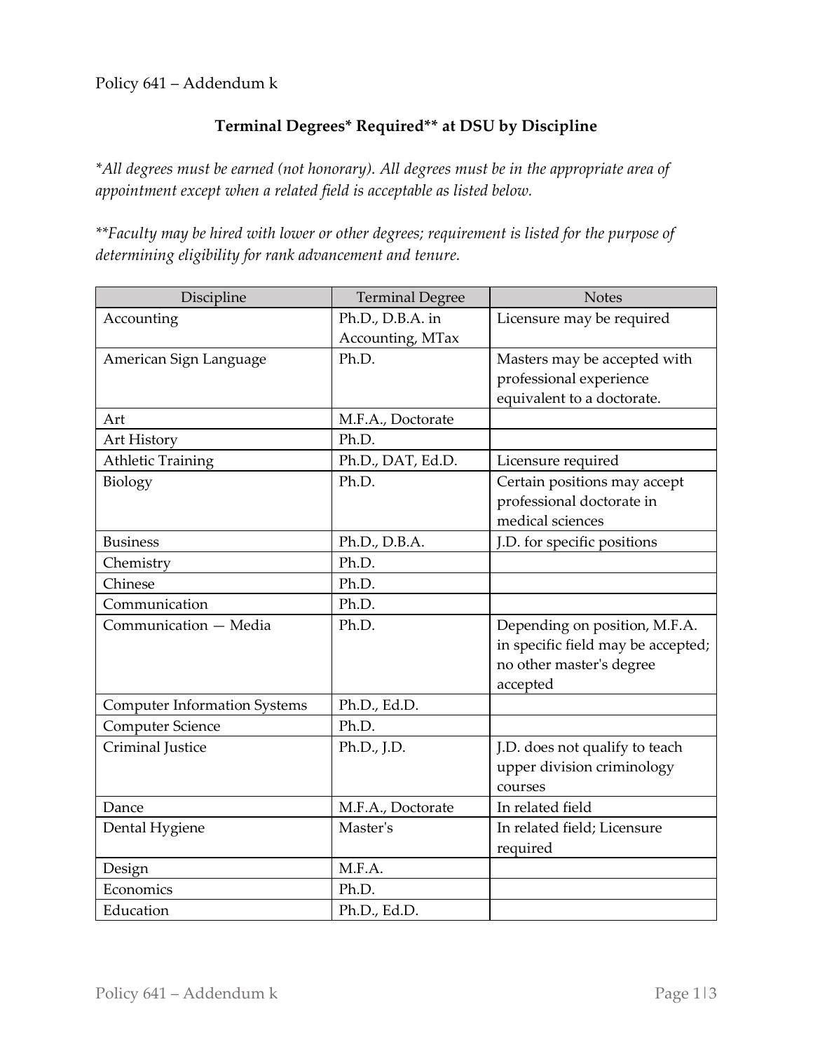Policy 641 – Addendum k

## Terminal Degrees* Required** at DSU by Discipline

*\*All degrees must be earned (not honorary). All degrees must be in the appropriate area of appointment except when a related field is acceptable as listed below.*

*\*\*Faculty may be hired with lower or other degrees; requirement is listed for the purpose of determining eligibility for rank advancement and tenure.*

| Discipline | Terminal Degree | Notes |
|---|---|---|
| Accounting | Ph.D., D.B.A. in Accounting, MTax | Licensure may be required |
| American Sign Language | Ph.D. | Masters may be accepted with professional experience equivalent to a doctorate. |
| Art | M.F.A., Doctorate | |
| Art History | Ph.D. | |
| Athletic Training | Ph.D., DAT, Ed.D. | Licensure required |
| Biology | Ph.D. | Certain positions may accept professional doctorate in medical sciences |
| Business | Ph.D., D.B.A. | J.D. for specific positions |
| Chemistry | Ph.D. | |
| Chinese | Ph.D. | |
| Communication | Ph.D. | |
| Communication — Media | Ph.D. | Depending on position, M.F.A. in specific field may be accepted; no other master's degree accepted |
| Computer Information Systems | Ph.D., Ed.D. | |
| Computer Science | Ph.D. | |
| Criminal Justice | Ph.D., J.D. | J.D. does not qualify to teach upper division criminology courses |
| Dance | M.F.A., Doctorate | In related field |
| Dental Hygiene | Master's | In related field; Licensure required |
| Design | M.F.A. | |
| Economics | Ph.D. | |
| Education | Ph.D., Ed.D. | |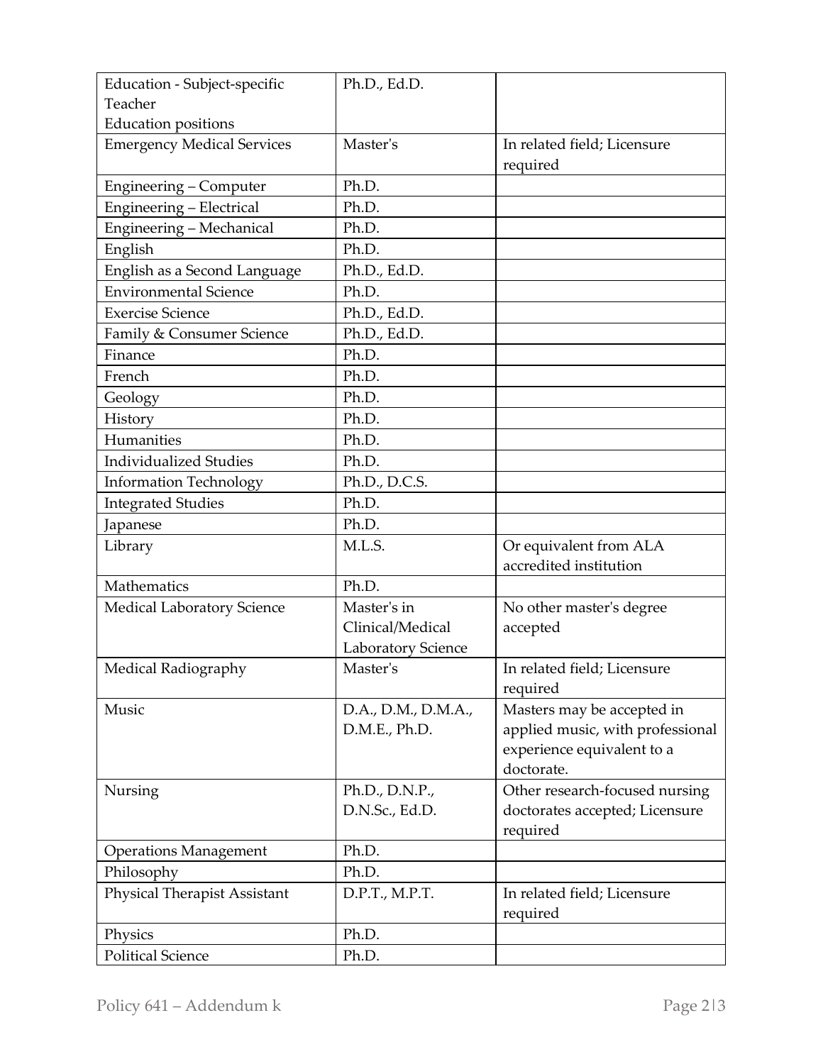| Education - Subject-specific Teacher Education positions | Ph.D., Ed.D. | |
|---|---|---|
| Emergency Medical Services | Master's | In related field; Licensure required |
| Engineering – Computer | Ph.D. | |
| Engineering – Electrical | Ph.D. | |
| Engineering – Mechanical | Ph.D. | |
| English | Ph.D. | |
| English as a Second Language | Ph.D., Ed.D. | |
| Environmental Science | Ph.D. | |
| Exercise Science | Ph.D., Ed.D. | |
| Family & Consumer Science | Ph.D., Ed.D. | |
| Finance | Ph.D. | |
| French | Ph.D. | |
| Geology | Ph.D. | |
| History | Ph.D. | |
| Humanities | Ph.D. | |
| Individualized Studies | Ph.D. | |
| Information Technology | Ph.D., D.C.S. | |
| Integrated Studies | Ph.D. | |
| Japanese | Ph.D. | |
| Library | M.L.S. | Or equivalent from ALA accredited institution |
| Mathematics | Ph.D. | |
| Medical Laboratory Science | Master's in Clinical/Medical Laboratory Science | No other master's degree accepted |
| Medical Radiography | Master's | In related field; Licensure required |
| Music | D.A., D.M., D.M.A., D.M.E., Ph.D. | Masters may be accepted in applied music, with professional experience equivalent to a doctorate. |
| Nursing | Ph.D., D.N.P., D.N.Sc., Ed.D. | Other research-focused nursing doctorates accepted; Licensure required |
| Operations Management | Ph.D. | |
| Philosophy | Ph.D. | |
| Physical Therapist Assistant | D.P.T., M.P.T. | In related field; Licensure required |
| Physics | Ph.D. | |
| Political Science | Ph.D. | |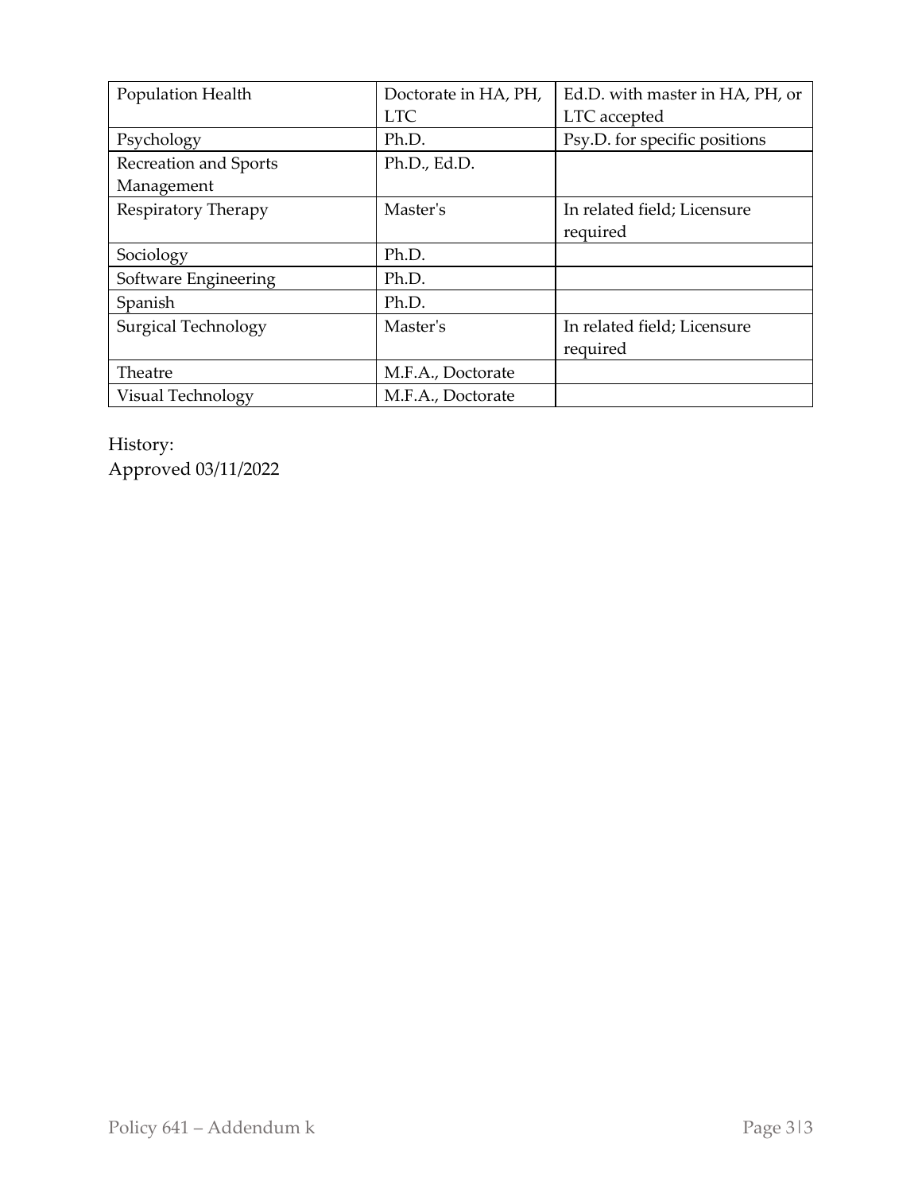| | | |
|---|---|---|
| Population Health | Doctorate in HA, PH, LTC | Ed.D. with master in HA, PH, or LTC accepted |
| Psychology | Ph.D. | Psy.D. for specific positions |
| Recreation and Sports Management | Ph.D., Ed.D. | |
| Respiratory Therapy | Master's | In related field; Licensure required |
| Sociology | Ph.D. | |
| Software Engineering | Ph.D. | |
| Spanish | Ph.D. | |
| Surgical Technology | Master's | In related field; Licensure required |
| Theatre | M.F.A., Doctorate | |
| Visual Technology | M.F.A., Doctorate | |

History:
Approved 03/11/2022